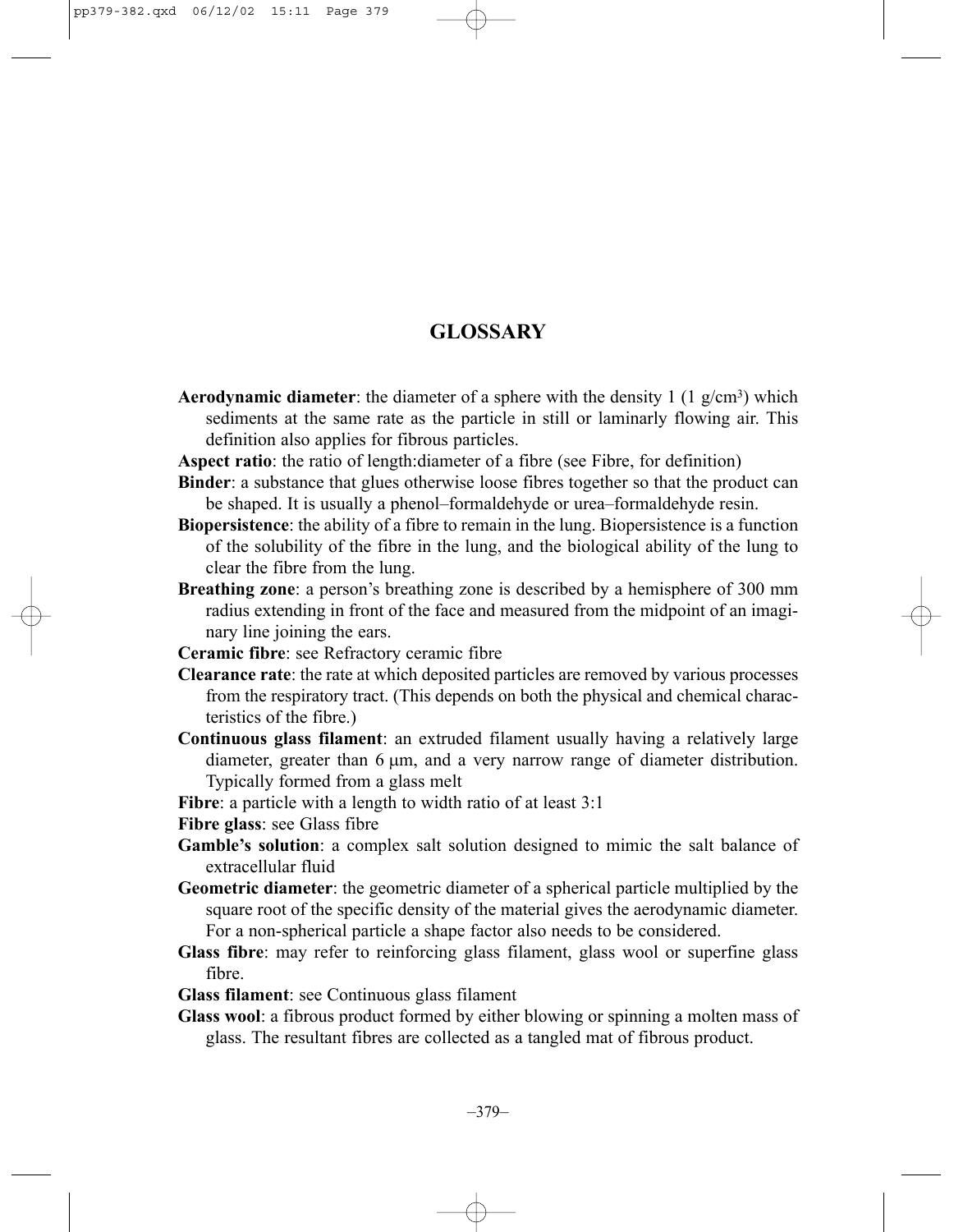# GLOSSARY

**Aerodynamic diameter**: the diameter of a sphere with the density 1 (1 g/cm$^3$) which sediments at the same rate as the particle in still or laminarly flowing air. This definition also applies for fibrous particles.

**Aspect ratio**: the ratio of length:diameter of a fibre (see Fibre, for definition)

**Binder**: a substance that glues otherwise loose fibres together so that the product can be shaped. It is usually a phenol–formaldehyde or urea–formaldehyde resin.

**Biopersistence**: the ability of a fibre to remain in the lung. Biopersistence is a function of the solubility of the fibre in the lung, and the biological ability of the lung to clear the fibre from the lung.

**Breathing zone**: a person's breathing zone is described by a hemisphere of 300 mm radius extending in front of the face and measured from the midpoint of an imaginary line joining the ears.

**Ceramic fibre**: see Refractory ceramic fibre

**Clearance rate**: the rate at which deposited particles are removed by various processes from the respiratory tract. (This depends on both the physical and chemical characteristics of the fibre.)

**Continuous glass filament**: an extruded filament usually having a relatively large diameter, greater than 6 μm, and a very narrow range of diameter distribution. Typically formed from a glass melt

**Fibre**: a particle with a length to width ratio of at least 3:1

**Fibre glass**: see Glass fibre

**Gamble's solution**: a complex salt solution designed to mimic the salt balance of extracellular fluid

**Geometric diameter**: the geometric diameter of a spherical particle multiplied by the square root of the specific density of the material gives the aerodynamic diameter. For a non-spherical particle a shape factor also needs to be considered.

**Glass fibre**: may refer to reinforcing glass filament, glass wool or superfine glass fibre.

**Glass filament**: see Continuous glass filament

**Glass wool**: a fibrous product formed by either blowing or spinning a molten mass of glass. The resultant fibres are collected as a tangled mat of fibrous product.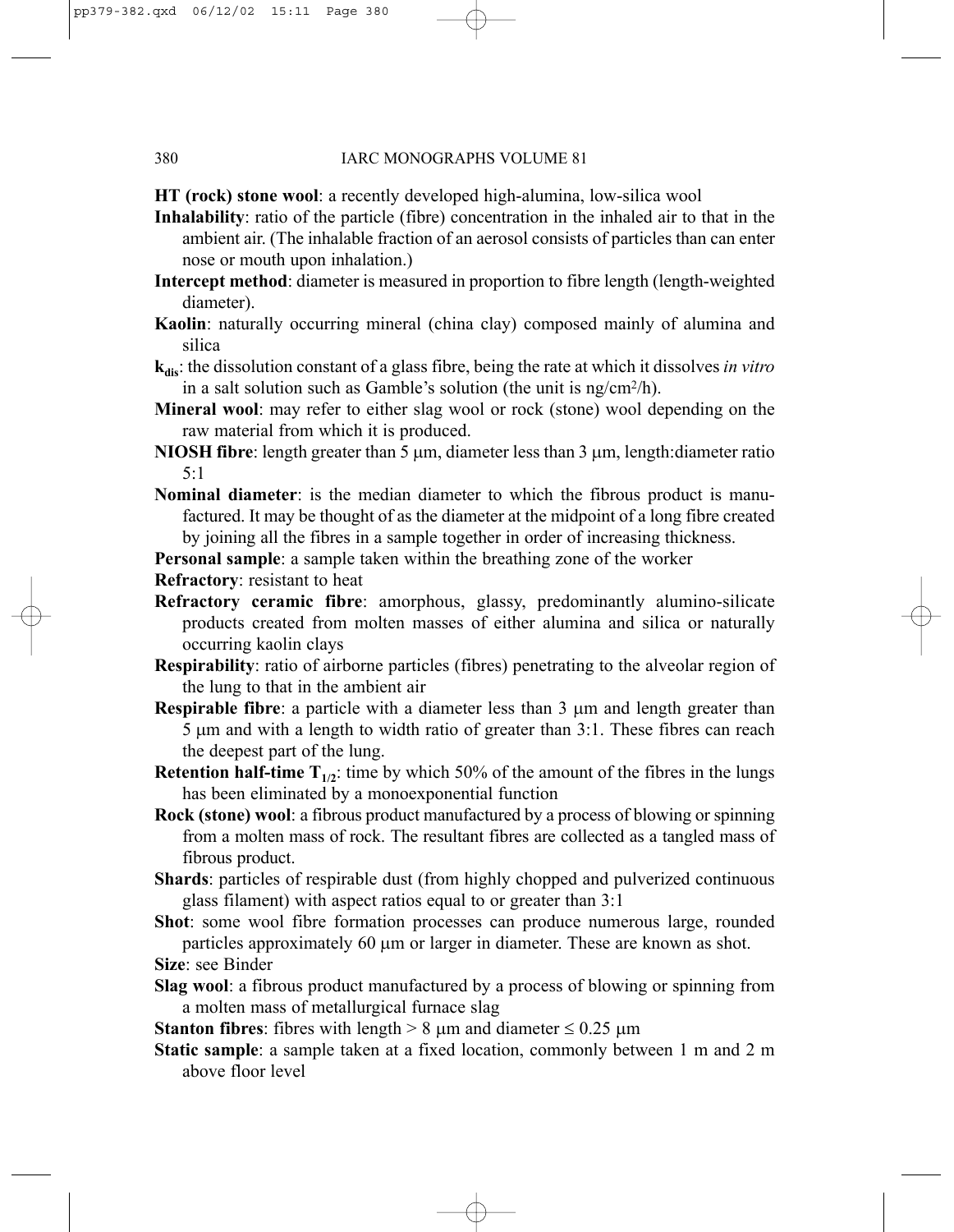**HT (rock) stone wool**: a recently developed high-alumina, low-silica wool

**Inhalability**: ratio of the particle (fibre) concentration in the inhaled air to that in the ambient air. (The inhalable fraction of an aerosol consists of particles than can enter nose or mouth upon inhalation.)

**Intercept method**: diameter is measured in proportion to fibre length (length-weighted diameter).

**Kaolin**: naturally occurring mineral (china clay) composed mainly of alumina and silica

**$k_{dis}$**: the dissolution constant of a glass fibre, being the rate at which it dissolves *in vitro* in a salt solution such as Gamble's solution (the unit is $ng/cm^2/h$).

**Mineral wool**: may refer to either slag wool or rock (stone) wool depending on the raw material from which it is produced.

**NIOSH fibre**: length greater than 5 μm, diameter less than 3 μm, length:diameter ratio 5:1

**Nominal diameter**: is the median diameter to which the fibrous product is manufactured. It may be thought of as the diameter at the midpoint of a long fibre created by joining all the fibres in a sample together in order of increasing thickness.

**Personal sample**: a sample taken within the breathing zone of the worker

**Refractory**: resistant to heat

**Refractory ceramic fibre**: amorphous, glassy, predominantly alumino-silicate products created from molten masses of either alumina and silica or naturally occurring kaolin clays

**Respirability**: ratio of airborne particles (fibres) penetrating to the alveolar region of the lung to that in the ambient air

**Respirable fibre**: a particle with a diameter less than 3 μm and length greater than 5 μm and with a length to width ratio of greater than 3:1. These fibres can reach the deepest part of the lung.

**Retention half-time $T_{1/2}$**: time by which 50% of the amount of the fibres in the lungs has been eliminated by a monoexponential function

**Rock (stone) wool**: a fibrous product manufactured by a process of blowing or spinning from a molten mass of rock. The resultant fibres are collected as a tangled mass of fibrous product.

**Shards**: particles of respirable dust (from highly chopped and pulverized continuous glass filament) with aspect ratios equal to or greater than 3:1

**Shot**: some wool fibre formation processes can produce numerous large, rounded particles approximately 60 μm or larger in diameter. These are known as shot.

**Size**: see Binder

**Slag wool**: a fibrous product manufactured by a process of blowing or spinning from a molten mass of metallurgical furnace slag

**Stanton fibres**: fibres with length $> 8$ μm and diameter $\leq 0.25$ μm

**Static sample**: a sample taken at a fixed location, commonly between 1 m and 2 m above floor level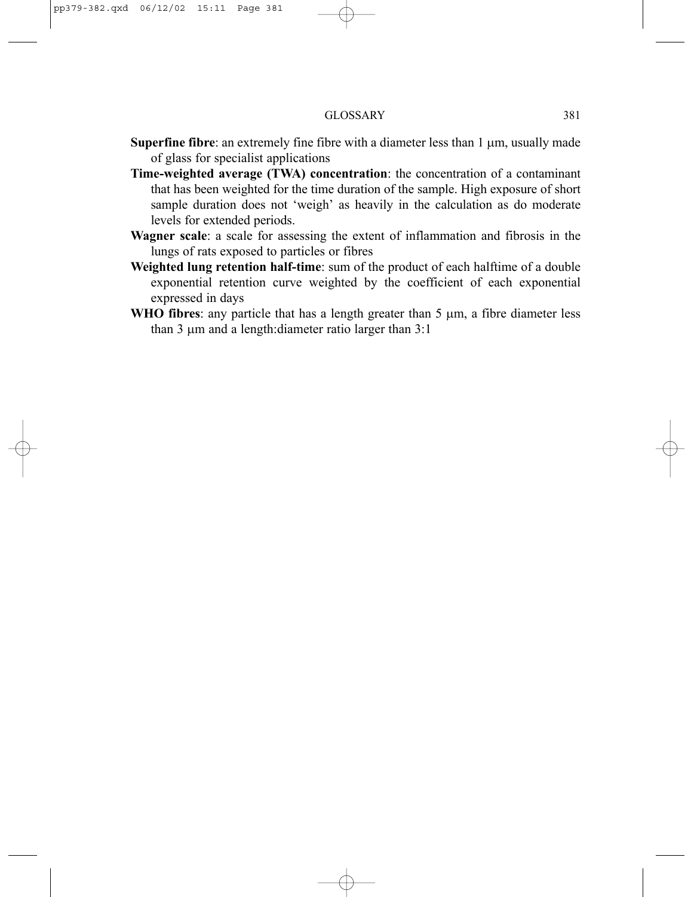**Superfine fibre**: an extremely fine fibre with a diameter less than 1 μm, usually made of glass for specialist applications

**Time-weighted average (TWA) concentration**: the concentration of a contaminant that has been weighted for the time duration of the sample. High exposure of short sample duration does not 'weigh' as heavily in the calculation as do moderate levels for extended periods.

**Wagner scale**: a scale for assessing the extent of inflammation and fibrosis in the lungs of rats exposed to particles or fibres

**Weighted lung retention half-time**: sum of the product of each halftime of a double exponential retention curve weighted by the coefficient of each exponential expressed in days

**WHO fibres**: any particle that has a length greater than 5 μm, a fibre diameter less than 3 μm and a length:diameter ratio larger than 3:1